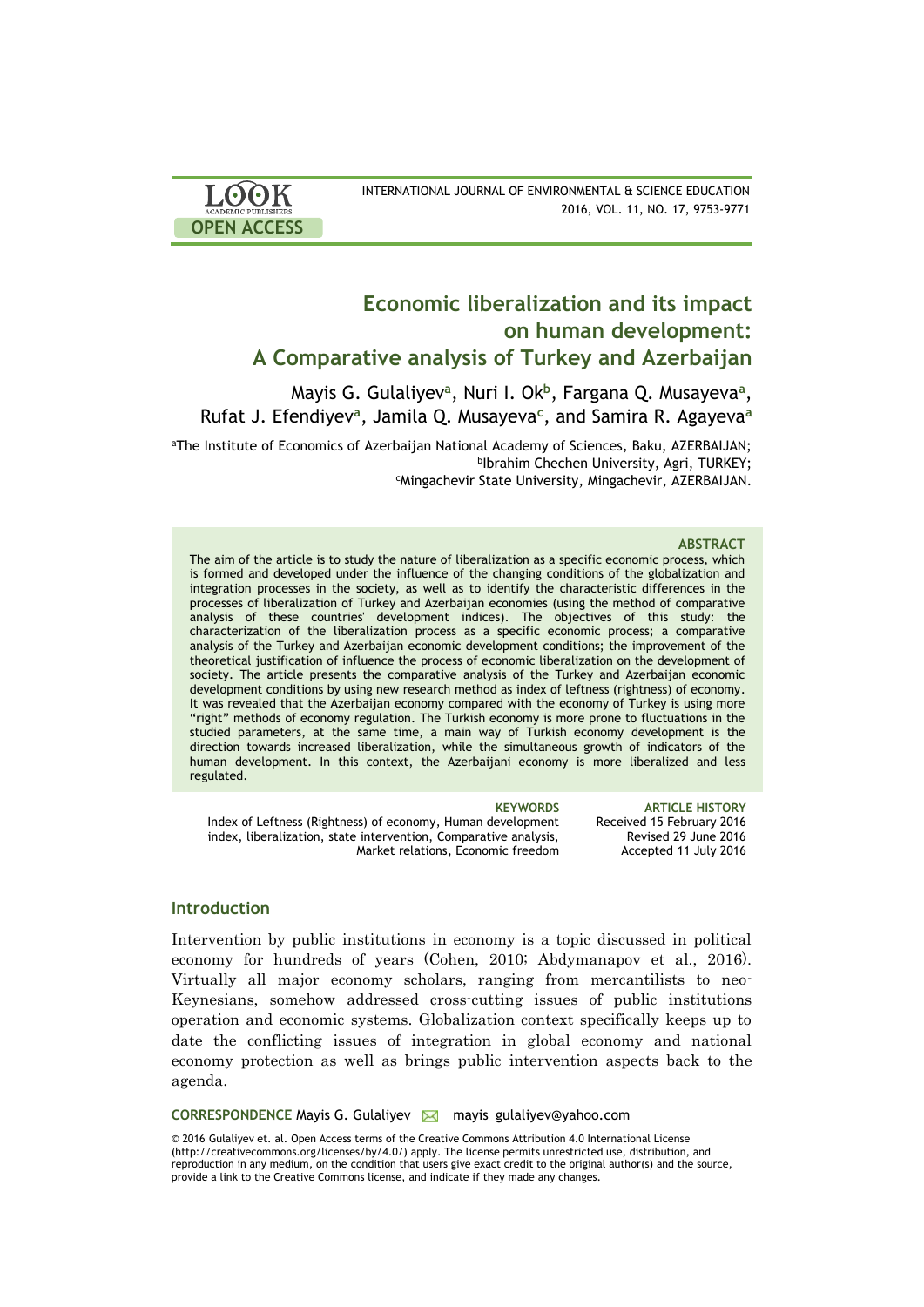# Economic liberalization and its impact on human development: A Comparative analysis of Turkey and Azerbaijan

Mayis G. Gulaliyev[a], Nuri I. Ok[b], Fargana Q. Musayeva[a], Rufat J. Efendiyev[a], Jamila Q. Musayeva[c], and Samira R. Agayeva[a]

[a]The Institute of Economics of Azerbaijan National Academy of Sciences, Baku, AZERBAIJAN; [b]Ibrahim Chechen University, Agri, TURKEY; [c]Mingachevir State University, Mingachevir, AZERBAIJAN.

### ABSTRACT

The aim of the article is to study the nature of liberalization as a specific economic process, which is formed and developed under the influence of the changing conditions of the globalization and integration processes in the society, as well as to identify the characteristic differences in the processes of liberalization of Turkey and Azerbaijan economies (using the method of comparative analysis of these countries' development indices). The objectives of this study: the characterization of the liberalization process as a specific economic process; a comparative analysis of the Turkey and Azerbaijan economic development conditions; the improvement of the theoretical justification of influence the process of economic liberalization on the development of society. The article presents the comparative analysis of the Turkey and Azerbaijan economic development conditions by using new research method as index of leftness (rightness) of economy. It was revealed that the Azerbaijan economy compared with the economy of Turkey is using more "right" methods of economy regulation. The Turkish economy is more prone to fluctuations in the studied parameters, at the same time, a main way of Turkish economy development is the direction towards increased liberalization, while the simultaneous growth of indicators of the human development. In this context, the Azerbaijani economy is more liberalized and less regulated.

**KEYWORDS**
Index of Leftness (Rightness) of economy, Human development index, liberalization, state intervention, Comparative analysis, Market relations, Economic freedom

**ARTICLE HISTORY**
Received 15 February 2016
Revised 29 June 2016
Accepted 11 July 2016

## Introduction

Intervention by public institutions in economy is a topic discussed in political economy for hundreds of years (Cohen, 2010; Abdymanapov et al., 2016). Virtually all major economy scholars, ranging from mercantilists to neo-Keynesians, somehow addressed cross-cutting issues of public institutions operation and economic systems. Globalization context specifically keeps up to date the conflicting issues of integration in global economy and national economy protection as well as brings public intervention aspects back to the agenda.

**CORRESPONDENCE** Mayis G. Gulaliyev mayis_gulaliyev@yahoo.com

© 2016 Gulaliyev et. al. Open Access terms of the Creative Commons Attribution 4.0 International License (http://creativecommons.org/licenses/by/4.0/) apply. The license permits unrestricted use, distribution, and reproduction in any medium, on the condition that users give exact credit to the original author(s) and the source, provide a link to the Creative Commons license, and indicate if they made any changes.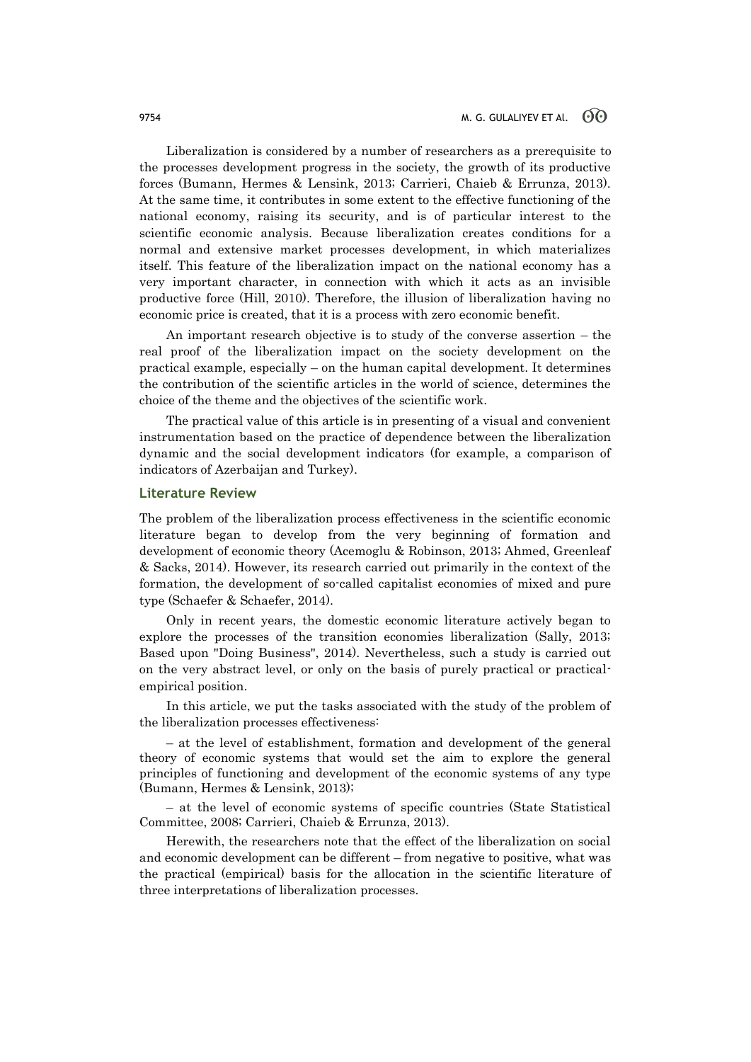Liberalization is considered by a number of researchers as a prerequisite to the processes development progress in the society, the growth of its productive forces (Bumann, Hermes & Lensink, 2013; Carrieri, Chaieb & Errunza, 2013). At the same time, it contributes in some extent to the effective functioning of the national economy, raising its security, and is of particular interest to the scientific economic analysis. Because liberalization creates conditions for a normal and extensive market processes development, in which materializes itself. This feature of the liberalization impact on the national economy has a very important character, in connection with which it acts as an invisible productive force (Hill, 2010). Therefore, the illusion of liberalization having no economic price is created, that it is a process with zero economic benefit.

An important research objective is to study of the converse assertion – the real proof of the liberalization impact on the society development on the practical example, especially – on the human capital development. It determines the contribution of the scientific articles in the world of science, determines the choice of the theme and the objectives of the scientific work.

The practical value of this article is in presenting of a visual and convenient instrumentation based on the practice of dependence between the liberalization dynamic and the social development indicators (for example, a comparison of indicators of Azerbaijan and Turkey).

## Literature Review

The problem of the liberalization process effectiveness in the scientific economic literature began to develop from the very beginning of formation and development of economic theory (Acemoglu & Robinson, 2013; Ahmed, Greenleaf & Sacks, 2014). However, its research carried out primarily in the context of the formation, the development of so-called capitalist economies of mixed and pure type (Schaefer & Schaefer, 2014).

Only in recent years, the domestic economic literature actively began to explore the processes of the transition economies liberalization (Sally, 2013; Based upon "Doing Business", 2014). Nevertheless, such a study is carried out on the very abstract level, or only on the basis of purely practical or practical-empirical position.

In this article, we put the tasks associated with the study of the problem of the liberalization processes effectiveness:

– at the level of establishment, formation and development of the general theory of economic systems that would set the aim to explore the general principles of functioning and development of the economic systems of any type (Bumann, Hermes & Lensink, 2013);

– at the level of economic systems of specific countries (State Statistical Committee, 2008; Carrieri, Chaieb & Errunza, 2013).

Herewith, the researchers note that the effect of the liberalization on social and economic development can be different – from negative to positive, what was the practical (empirical) basis for the allocation in the scientific literature of three interpretations of liberalization processes.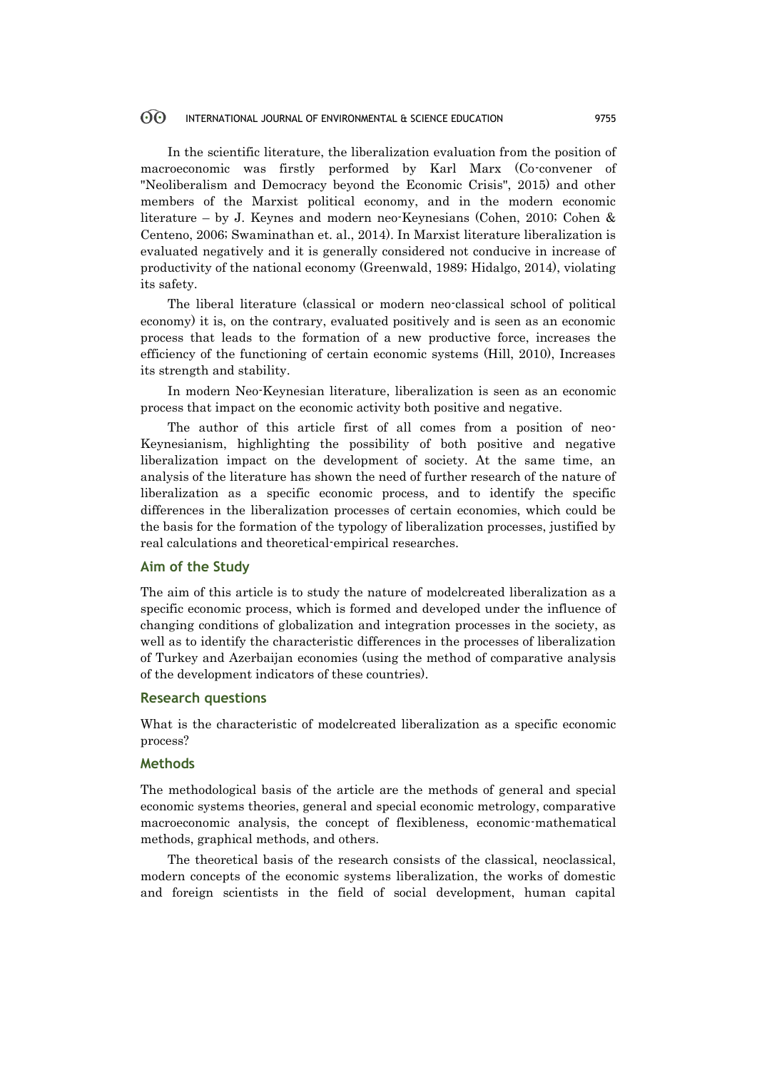In the scientific literature, the liberalization evaluation from the position of macroeconomic was firstly performed by Karl Marx (Co-convener of "Neoliberalism and Democracy beyond the Economic Crisis", 2015) and other members of the Marxist political economy, and in the modern economic literature – by J. Keynes and modern neo-Keynesians (Cohen, 2010; Cohen & Centeno, 2006; Swaminathan et. al., 2014). In Marxist literature liberalization is evaluated negatively and it is generally considered not conducive in increase of productivity of the national economy (Greenwald, 1989; Hidalgo, 2014), violating its safety.

The liberal literature (classical or modern neo-classical school of political economy) it is, on the contrary, evaluated positively and is seen as an economic process that leads to the formation of a new productive force, increases the efficiency of the functioning of certain economic systems (Hill, 2010), Increases its strength and stability.

In modern Neo-Keynesian literature, liberalization is seen as an economic process that impact on the economic activity both positive and negative.

The author of this article first of all comes from a position of neo-Keynesianism, highlighting the possibility of both positive and negative liberalization impact on the development of society. At the same time, an analysis of the literature has shown the need of further research of the nature of liberalization as a specific economic process, and to identify the specific differences in the liberalization processes of certain economies, which could be the basis for the formation of the typology of liberalization processes, justified by real calculations and theoretical-empirical researches.

## Aim of the Study

The aim of this article is to study the nature of modelcreated liberalization as a specific economic process, which is formed and developed under the influence of changing conditions of globalization and integration processes in the society, as well as to identify the characteristic differences in the processes of liberalization of Turkey and Azerbaijan economies (using the method of comparative analysis of the development indicators of these countries).

## Research questions

What is the characteristic of modelcreated liberalization as a specific economic process?

## Methods

The methodological basis of the article are the methods of general and special economic systems theories, general and special economic metrology, comparative macroeconomic analysis, the concept of flexibleness, economic-mathematical methods, graphical methods, and others.

The theoretical basis of the research consists of the classical, neoclassical, modern concepts of the economic systems liberalization, the works of domestic and foreign scientists in the field of social development, human capital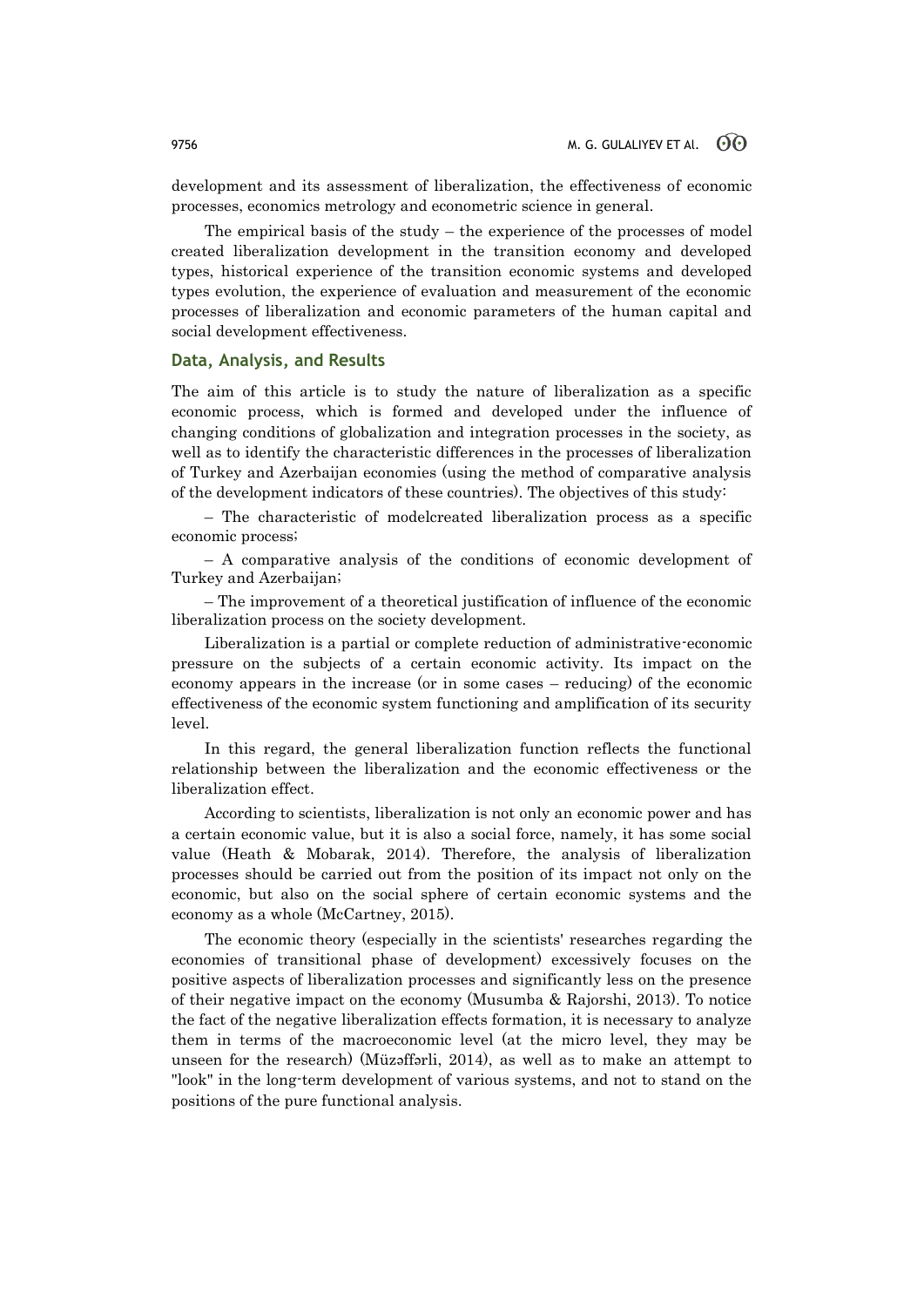development and its assessment of liberalization, the effectiveness of economic processes, economics metrology and econometric science in general.

The empirical basis of the study – the experience of the processes of model created liberalization development in the transition economy and developed types, historical experience of the transition economic systems and developed types evolution, the experience of evaluation and measurement of the economic processes of liberalization and economic parameters of the human capital and social development effectiveness.

## Data, Analysis, and Results

The aim of this article is to study the nature of liberalization as a specific economic process, which is formed and developed under the influence of changing conditions of globalization and integration processes in the society, as well as to identify the characteristic differences in the processes of liberalization of Turkey and Azerbaijan economies (using the method of comparative analysis of the development indicators of these countries). The objectives of this study:

– The characteristic of modelcreated liberalization process as a specific economic process;

– A comparative analysis of the conditions of economic development of Turkey and Azerbaijan;

– The improvement of a theoretical justification of influence of the economic liberalization process on the society development.

Liberalization is a partial or complete reduction of administrative-economic pressure on the subjects of a certain economic activity. Its impact on the economy appears in the increase (or in some cases – reducing) of the economic effectiveness of the economic system functioning and amplification of its security level.

In this regard, the general liberalization function reflects the functional relationship between the liberalization and the economic effectiveness or the liberalization effect.

According to scientists, liberalization is not only an economic power and has a certain economic value, but it is also a social force, namely, it has some social value (Heath & Mobarak, 2014). Therefore, the analysis of liberalization processes should be carried out from the position of its impact not only on the economic, but also on the social sphere of certain economic systems and the economy as a whole (McCartney, 2015).

The economic theory (especially in the scientists' researches regarding the economies of transitional phase of development) excessively focuses on the positive aspects of liberalization processes and significantly less on the presence of their negative impact on the economy (Musumba & Rajorshi, 2013). To notice the fact of the negative liberalization effects formation, it is necessary to analyze them in terms of the macroeconomic level (at the micro level, they may be unseen for the research) (Müzəffərli, 2014), as well as to make an attempt to "look" in the long-term development of various systems, and not to stand on the positions of the pure functional analysis.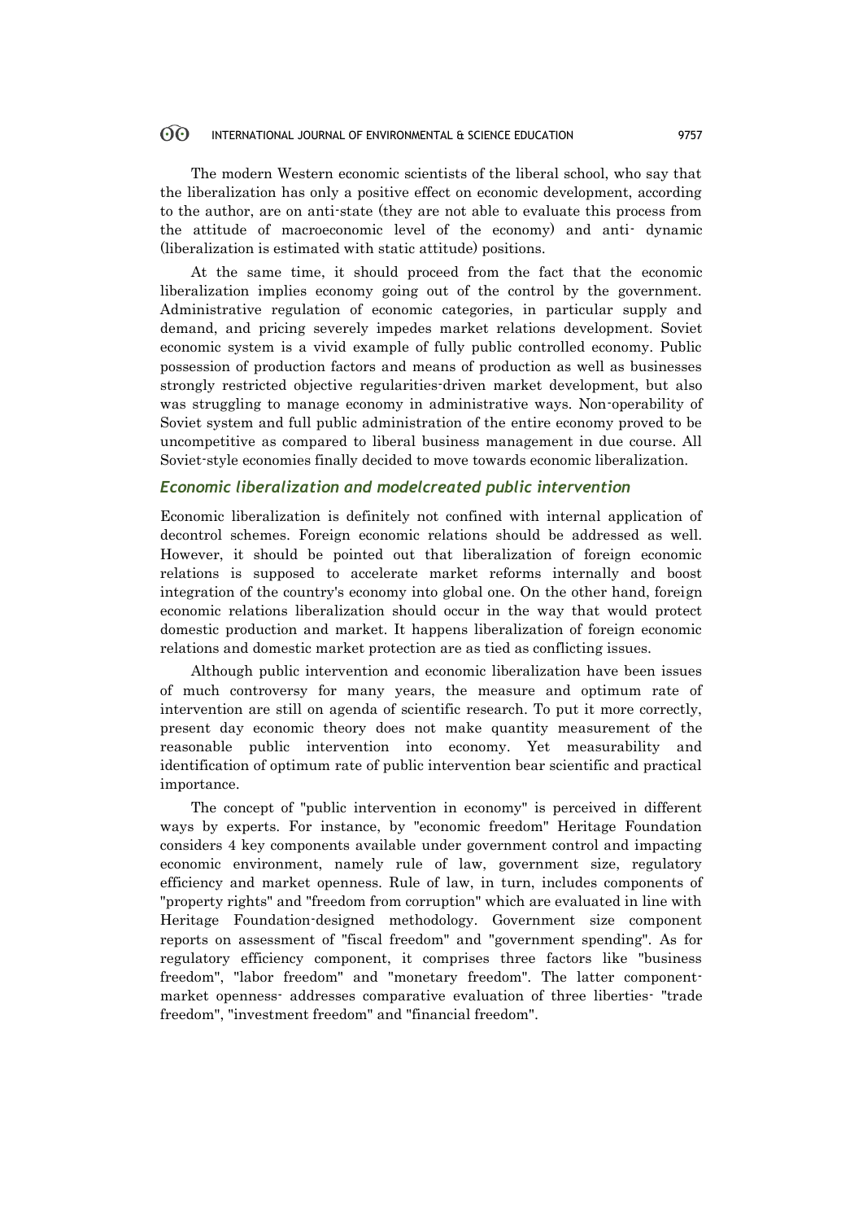The modern Western economic scientists of the liberal school, who say that the liberalization has only a positive effect on economic development, according to the author, are on anti-state (they are not able to evaluate this process from the attitude of macroeconomic level of the economy) and anti- dynamic (liberalization is estimated with static attitude) positions.

At the same time, it should proceed from the fact that the economic liberalization implies economy going out of the control by the government. Administrative regulation of economic categories, in particular supply and demand, and pricing severely impedes market relations development. Soviet economic system is a vivid example of fully public controlled economy. Public possession of production factors and means of production as well as businesses strongly restricted objective regularities-driven market development, but also was struggling to manage economy in administrative ways. Non-operability of Soviet system and full public administration of the entire economy proved to be uncompetitive as compared to liberal business management in due course. All Soviet-style economies finally decided to move towards economic liberalization.

### *Economic liberalization and modelcreated public intervention*

Economic liberalization is definitely not confined with internal application of decontrol schemes. Foreign economic relations should be addressed as well. However, it should be pointed out that liberalization of foreign economic relations is supposed to accelerate market reforms internally and boost integration of the country's economy into global one. On the other hand, foreign economic relations liberalization should occur in the way that would protect domestic production and market. It happens liberalization of foreign economic relations and domestic market protection are as tied as conflicting issues.

Although public intervention and economic liberalization have been issues of much controversy for many years, the measure and optimum rate of intervention are still on agenda of scientific research. To put it more correctly, present day economic theory does not make quantity measurement of the reasonable public intervention into economy. Yet measurability and identification of optimum rate of public intervention bear scientific and practical importance.

The concept of "public intervention in economy" is perceived in different ways by experts. For instance, by "economic freedom" Heritage Foundation considers 4 key components available under government control and impacting economic environment, namely rule of law, government size, regulatory efficiency and market openness. Rule of law, in turn, includes components of "property rights" and "freedom from corruption" which are evaluated in line with Heritage Foundation-designed methodology. Government size component reports on assessment of "fiscal freedom" and "government spending". As for regulatory efficiency component, it comprises three factors like "business freedom", "labor freedom" and "monetary freedom". The latter component- market openness- addresses comparative evaluation of three liberties- "trade freedom", "investment freedom" and "financial freedom".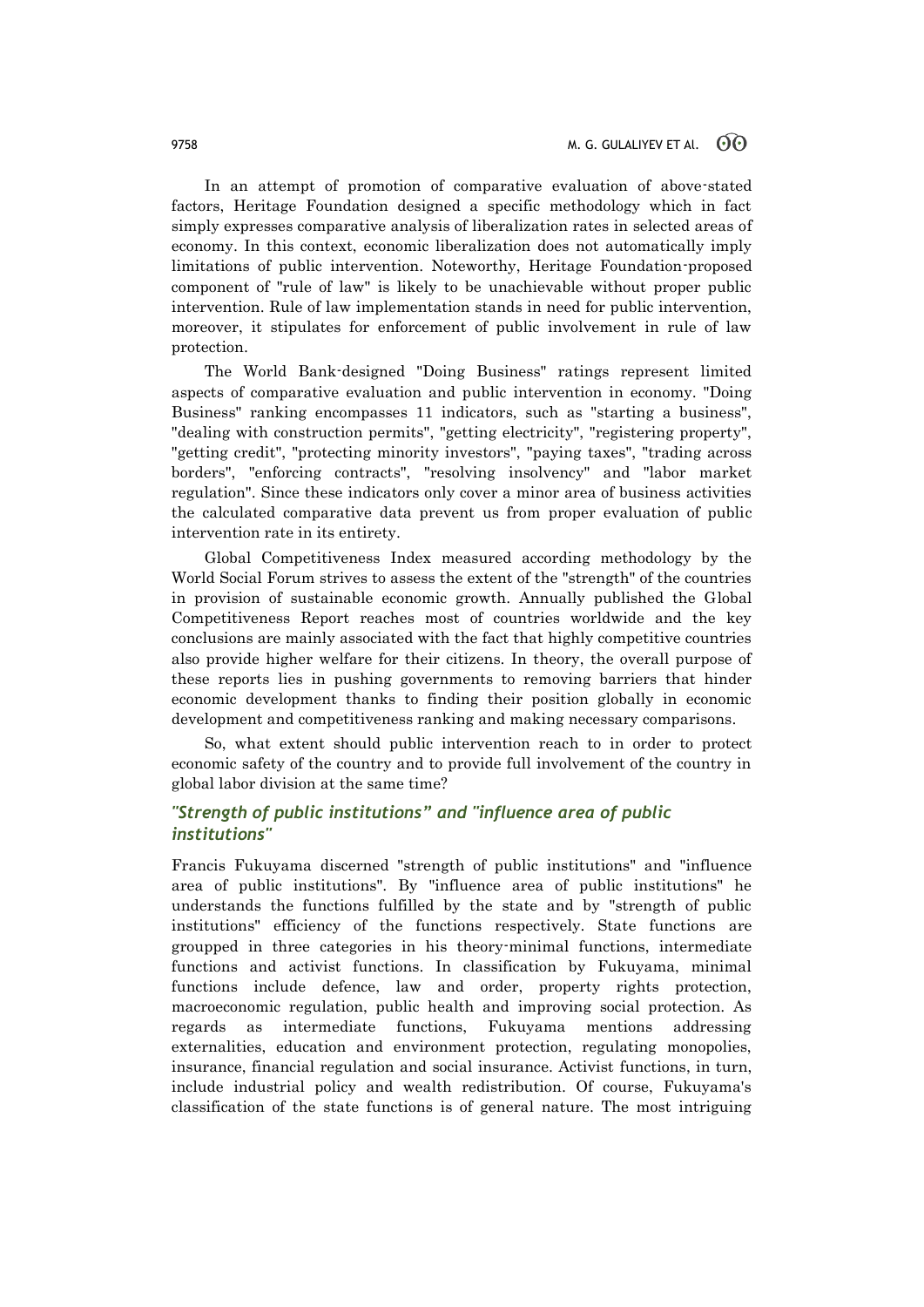In an attempt of promotion of comparative evaluation of above-stated factors, Heritage Foundation designed a specific methodology which in fact simply expresses comparative analysis of liberalization rates in selected areas of economy. In this context, economic liberalization does not automatically imply limitations of public intervention. Noteworthy, Heritage Foundation-proposed component of "rule of law" is likely to be unachievable without proper public intervention. Rule of law implementation stands in need for public intervention, moreover, it stipulates for enforcement of public involvement in rule of law protection.

The World Bank-designed "Doing Business" ratings represent limited aspects of comparative evaluation and public intervention in economy. "Doing Business" ranking encompasses 11 indicators, such as "starting a business", "dealing with construction permits", "getting electricity", "registering property", "getting credit", "protecting minority investors", "paying taxes", "trading across borders", "enforcing contracts", "resolving insolvency" and "labor market regulation". Since these indicators only cover a minor area of business activities the calculated comparative data prevent us from proper evaluation of public intervention rate in its entirety.

Global Competitiveness Index measured according methodology by the World Social Forum strives to assess the extent of the "strength" of the countries in provision of sustainable economic growth. Annually published the Global Competitiveness Report reaches most of countries worldwide and the key conclusions are mainly associated with the fact that highly competitive countries also provide higher welfare for their citizens. In theory, the overall purpose of these reports lies in pushing governments to removing barriers that hinder economic development thanks to finding their position globally in economic development and competitiveness ranking and making necessary comparisons.

So, what extent should public intervention reach to in order to protect economic safety of the country and to provide full involvement of the country in global labor division at the same time?

## *"Strength of public institutions" and "influence area of public institutions"*

Francis Fukuyama discerned "strength of public institutions" and "influence area of public institutions". By "influence area of public institutions" he understands the functions fulfilled by the state and by "strength of public institutions" efficiency of the functions respectively. State functions are groupped in three categories in his theory-minimal functions, intermediate functions and activist functions. In classification by Fukuyama, minimal functions include defence, law and order, property rights protection, macroeconomic regulation, public health and improving social protection. As regards as intermediate functions, Fukuyama mentions addressing externalities, education and environment protection, regulating monopolies, insurance, financial regulation and social insurance. Activist functions, in turn, include industrial policy and wealth redistribution. Of course, Fukuyama's classification of the state functions is of general nature. The most intriguing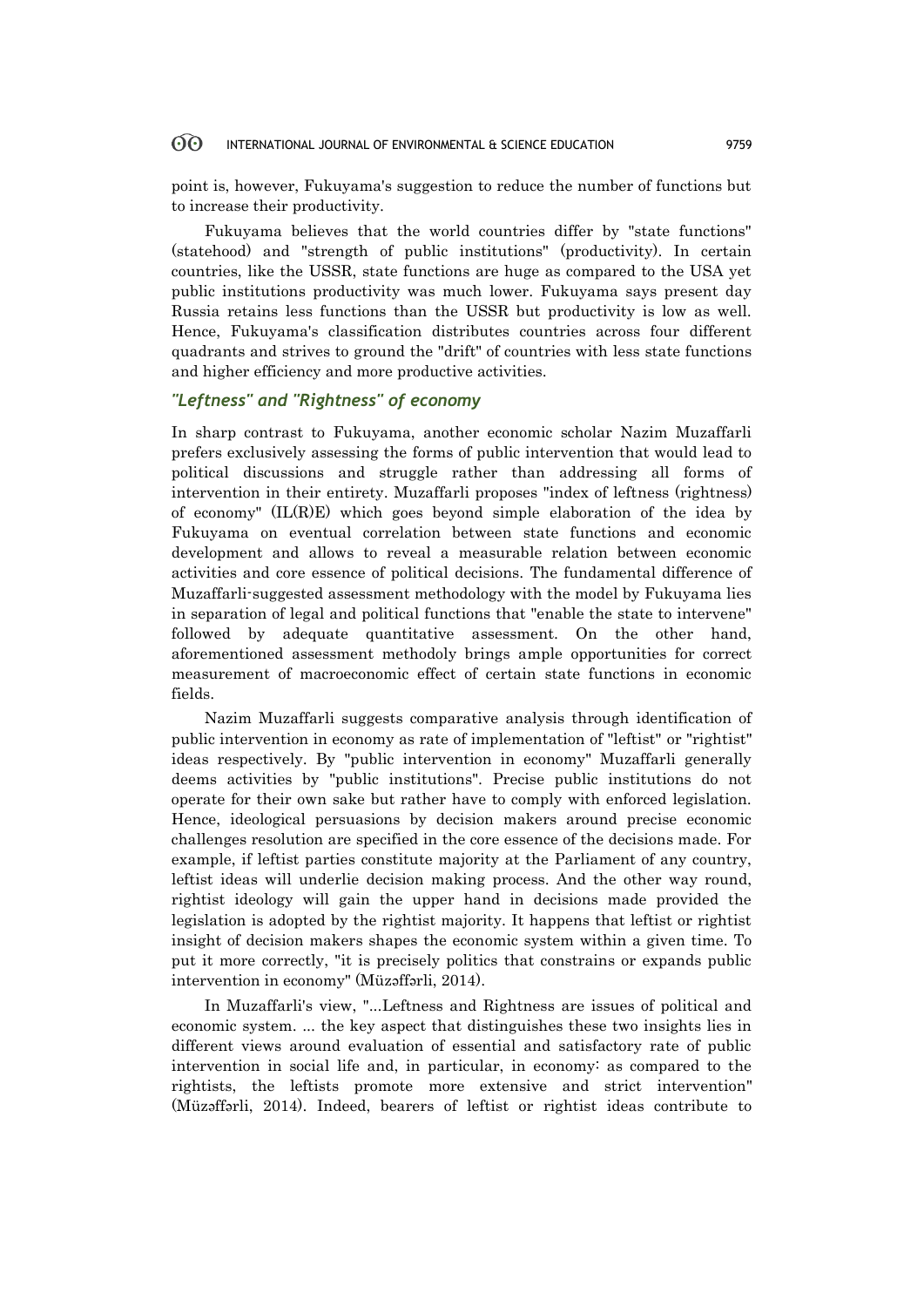point is, however, Fukuyama's suggestion to reduce the number of functions but to increase their productivity.

Fukuyama believes that the world countries differ by "state functions" (statehood) and "strength of public institutions" (productivity). In certain countries, like the USSR, state functions are huge as compared to the USA yet public institutions productivity was much lower. Fukuyama says present day Russia retains less functions than the USSR but productivity is low as well. Hence, Fukuyama's classification distributes countries across four different quadrants and strives to ground the "drift" of countries with less state functions and higher efficiency and more productive activities.

## *"Leftness" and "Rightness" of economy*

In sharp contrast to Fukuyama, another economic scholar Nazim Muzaffarli prefers exclusively assessing the forms of public intervention that would lead to political discussions and struggle rather than addressing all forms of intervention in their entirety. Muzaffarli proposes "index of leftness (rightness) of economy" (IL(R)E) which goes beyond simple elaboration of the idea by Fukuyama on eventual correlation between state functions and economic development and allows to reveal a measurable relation between economic activities and core essence of political decisions. The fundamental difference of Muzaffarli-suggested assessment methodology with the model by Fukuyama lies in separation of legal and political functions that "enable the state to intervene" followed by adequate quantitative assessment. On the other hand, aforementioned assessment methodoly brings ample opportunities for correct measurement of macroeconomic effect of certain state functions in economic fields.

Nazim Muzaffarli suggests comparative analysis through identification of public intervention in economy as rate of implementation of "leftist" or "rightist" ideas respectively. By "public intervention in economy" Muzaffarli generally deems activities by "public institutions". Precise public institutions do not operate for their own sake but rather have to comply with enforced legislation. Hence, ideological persuasions by decision makers around precise economic challenges resolution are specified in the core essence of the decisions made. For example, if leftist parties constitute majority at the Parliament of any country, leftist ideas will underlie decision making process. And the other way round, rightist ideology will gain the upper hand in decisions made provided the legislation is adopted by the rightist majority. It happens that leftist or rightist insight of decision makers shapes the economic system within a given time. To put it more correctly, "it is precisely politics that constrains or expands public intervention in economy" (Müzəffərli, 2014).

In Muzaffarli's view, "...Leftness and Rightness are issues of political and economic system. ... the key aspect that distinguishes these two insights lies in different views around evaluation of essential and satisfactory rate of public intervention in social life and, in particular, in economy: as compared to the rightists, the leftists promote more extensive and strict intervention" (Müzəffərli, 2014). Indeed, bearers of leftist or rightist ideas contribute to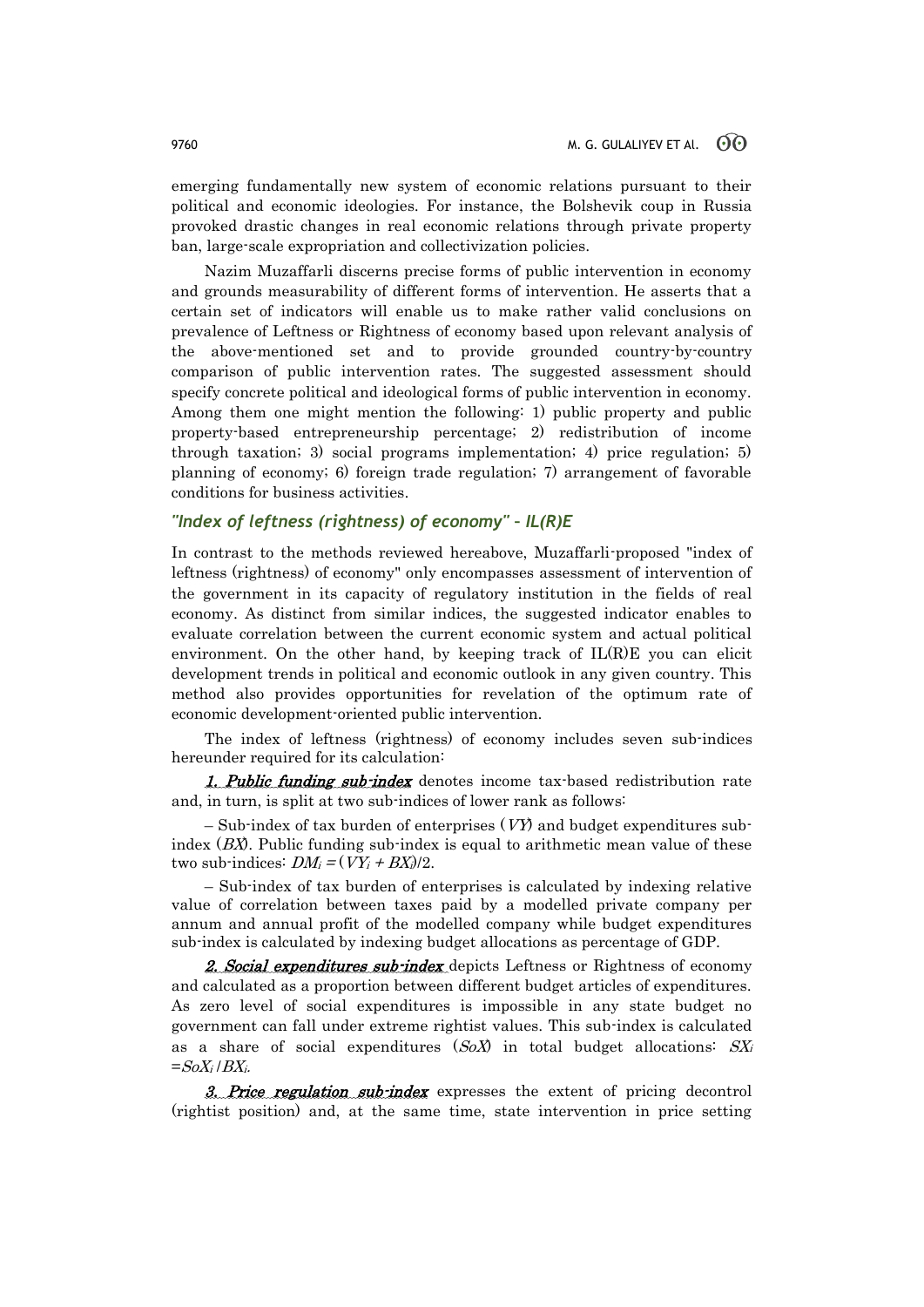emerging fundamentally new system of economic relations pursuant to their political and economic ideologies. For instance, the Bolshevik coup in Russia provoked drastic changes in real economic relations through private property ban, large-scale expropriation and collectivization policies.

Nazim Muzaffarli discerns precise forms of public intervention in economy and grounds measurability of different forms of intervention. He asserts that a certain set of indicators will enable us to make rather valid conclusions on prevalence of Leftness or Rightness of economy based upon relevant analysis of the above-mentioned set and to provide grounded country-by-country comparison of public intervention rates. The suggested assessment should specify concrete political and ideological forms of public intervention in economy. Among them one might mention the following: 1) public property and public property-based entrepreneurship percentage; 2) redistribution of income through taxation; 3) social programs implementation; 4) price regulation; 5) planning of economy; 6) foreign trade regulation; 7) arrangement of favorable conditions for business activities.

### *"Index of leftness (rightness) of economy" – IL(R)E*

In contrast to the methods reviewed hereabove, Muzaffarli-proposed "index of leftness (rightness) of economy" only encompasses assessment of intervention of the government in its capacity of regulatory institution in the fields of real economy. As distinct from similar indices, the suggested indicator enables to evaluate correlation between the current economic system and actual political environment. On the other hand, by keeping track of IL(R)E you can elicit development trends in political and economic outlook in any given country. This method also provides opportunities for revelation of the optimum rate of economic development-oriented public intervention.

The index of leftness (rightness) of economy includes seven sub-indices hereunder required for its calculation:

***1. Public funding sub-index*** denotes income tax-based redistribution rate and, in turn, is split at two sub-indices of lower rank as follows:

– Sub-index of tax burden of enterprises ($VY$) and budget expenditures sub-index ($BX$). Public funding sub-index is equal to arithmetic mean value of these two sub-indices: $DM_i = (VY_i + BX_i)/2$.

– Sub-index of tax burden of enterprises is calculated by indexing relative value of correlation between taxes paid by a modelled private company per annum and annual profit of the modelled company while budget expenditures sub-index is calculated by indexing budget allocations as percentage of GDP.

***2. Social expenditures sub-index*** depicts Leftness or Rightness of economy and calculated as a proportion between different budget articles of expenditures. As zero level of social expenditures is impossible in any state budget no government can fall under extreme rightist values. This sub-index is calculated as a share of social expenditures ($SoX$) in total budget allocations: $SX_i = SoX_i / BX_i$.

***3. Price regulation sub-index*** expresses the extent of pricing decontrol (rightist position) and, at the same time, state intervention in price setting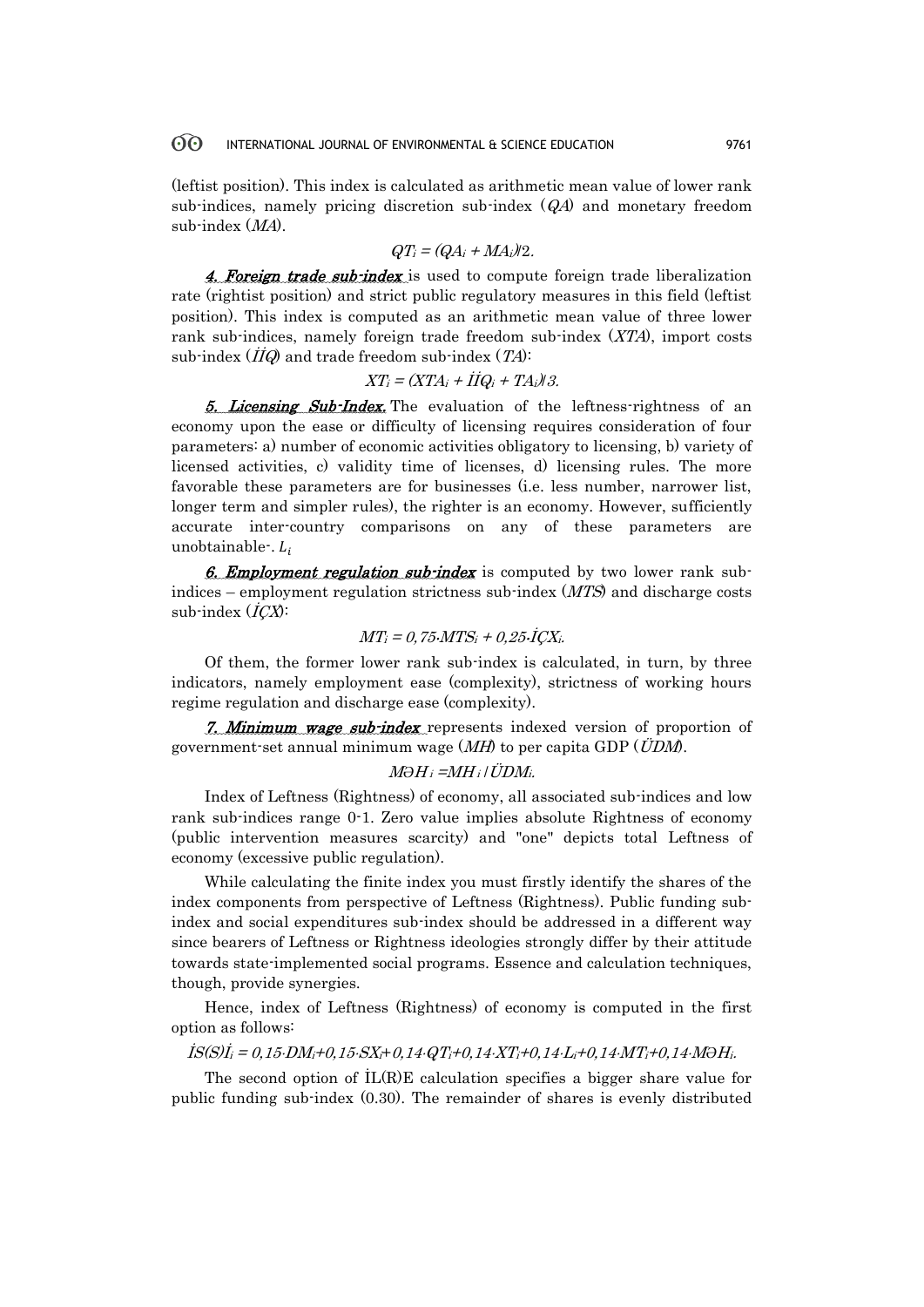(leftist position). This index is calculated as arithmetic mean value of lower rank sub-indices, namely pricing discretion sub-index (*QA*) and monetary freedom sub-index (*MA*).

$$QT_i = (QA_i + MA_i)/2.$$

***4. Foreign trade sub-index*** is used to compute foreign trade liberalization rate (rightist position) and strict public regulatory measures in this field (leftist position). This index is computed as an arithmetic mean value of three lower rank sub-indices, namely foreign trade freedom sub-index (*XTA*), import costs sub-index (*İİQ*) and trade freedom sub-index (*TA*):

$$XT_i = (XTA_i + İİQ_i + TA_i)/3.$$

***5. Licensing Sub-Index.*** The evaluation of the leftness-rightness of an economy upon the ease or difficulty of licensing requires consideration of four parameters: a) number of economic activities obligatory to licensing, b) variety of licensed activities, c) validity time of licenses, d) licensing rules. The more favorable these parameters are for businesses (i.e. less number, narrower list, longer term and simpler rules), the righter is an economy. However, sufficiently accurate inter-country comparisons on any of these parameters are unobtainable-. $L_i$

***6. Employment regulation sub-index*** is computed by two lower rank sub-indices – employment regulation strictness sub-index (*MTS*) and discharge costs sub-index (*İÇX*):

$$MT_i = 0,75 \cdot MTS_i + 0,25 \cdot İÇX_i.$$

Of them, the former lower rank sub-index is calculated, in turn, by three indicators, namely employment ease (complexity), strictness of working hours regime regulation and discharge ease (complexity).

***7. Minimum wage sub-index*** represents indexed version of proportion of government-set annual minimum wage (*MH*) to per capita GDP (*ÜDM*).

$$MƏH_i = MH_i / ÜDM_i.$$

Index of Leftness (Rightness) of economy, all associated sub-indices and low rank sub-indices range 0-1. Zero value implies absolute Rightness of economy (public intervention measures scarcity) and "one" depicts total Leftness of economy (excessive public regulation).

While calculating the finite index you must firstly identify the shares of the index components from perspective of Leftness (Rightness). Public funding sub-index and social expenditures sub-index should be addressed in a different way since bearers of Leftness or Rightness ideologies strongly differ by their attitude towards state-implemented social programs. Essence and calculation techniques, though, provide synergies.

Hence, index of Leftness (Rightness) of economy is computed in the first option as follows:

$$İS(S)İ_i = 0,15 \cdot DM_i + 0,15 \cdot SX_i + 0,14 \cdot QT_i + 0,14 \cdot XT_i + 0,14 \cdot L_i + 0,14 \cdot MT_i + 0,14 \cdot MƏH_i.$$

The second option of İL(R)E calculation specifies a bigger share value for public funding sub-index (0.30). The remainder of shares is evenly distributed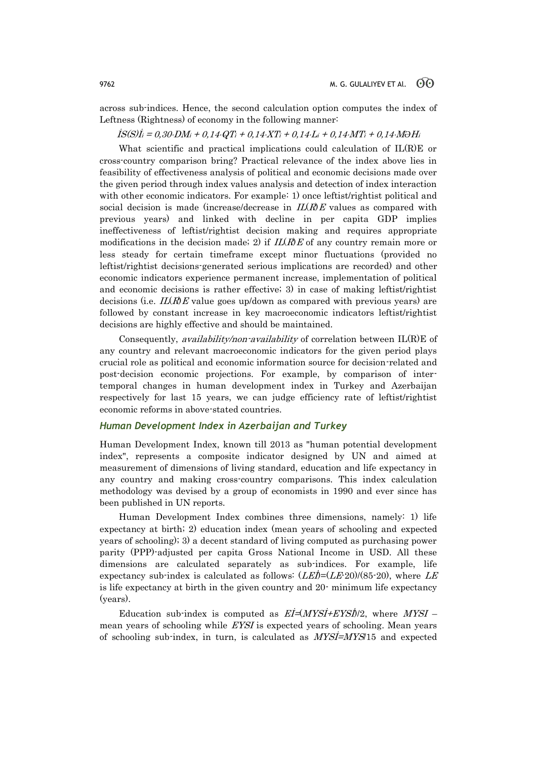across sub-indices. Hence, the second calculation option computes the index of Leftness (Rightness) of economy in the following manner:

$$İS(S)İ_i = 0{,}30 \cdot DM_i + 0{,}14 \cdot QT_i + 0{,}14 \cdot XT_i + 0{,}14 \cdot L_i + 0{,}14 \cdot MT_i + 0{,}14 \cdot MƏH_i$$

What scientific and practical implications could calculation of IL(R)E or cross-country comparison bring? Practical relevance of the index above lies in feasibility of effectiveness analysis of political and economic decisions made over the given period through index values analysis and detection of index interaction with other economic indicators. For example: 1) once leftist/rightist political and social decision is made (increase/decrease in *IL(R)E* values as compared with previous years) and linked with decline in per capita GDP implies ineffectiveness of leftist/rightist decision making and requires appropriate modifications in the decision made; 2) if *IL(R)E* of any country remain more or less steady for certain timeframe except minor fluctuations (provided no leftist/rightist decisions-generated serious implications are recorded) and other economic indicators experience permanent increase, implementation of political and economic decisions is rather effective; 3) in case of making leftist/rightist decisions (i.e. *IL(R)E* value goes up/down as compared with previous years) are followed by constant increase in key macroeconomic indicators leftist/rightist decisions are highly effective and should be maintained.

Consequently, *availability/non-availability* of correlation between IL(R)E of any country and relevant macroeconomic indicators for the given period plays crucial role as political and economic information source for decision-related and post-decision economic projections. For example, by comparison of inter-temporal changes in human development index in Turkey and Azerbaijan respectively for last 15 years, we can judge efficiency rate of leftist/rightist economic reforms in above-stated countries.

## *Human Development Index in Azerbaijan and Turkey*

Human Development Index, known till 2013 as "human potential development index", represents a composite indicator designed by UN and aimed at measurement of dimensions of living standard, education and life expectancy in any country and making cross-country comparisons. This index calculation methodology was devised by a group of economists in 1990 and ever since has been published in UN reports.

Human Development Index combines three dimensions, namely: 1) life expectancy at birth; 2) education index (mean years of schooling and expected years of schooling); 3) a decent standard of living computed as purchasing power parity (PPP)-adjusted per capita Gross National Income in USD. All these dimensions are calculated separately as sub-indices. For example, life expectancy sub-index is calculated as follows: $(LEİ)=(LE\text{-}20)/(85\text{-}20)$, where $LE$ is life expectancy at birth in the given country and 20- minimum life expectancy (years).

Education sub-index is computed as $Eİ=(MYSİ+EYSİ)/2$, where $MYSI$ – mean years of schooling while $EYSI$ is expected years of schooling. Mean years of schooling sub-index, in turn, is calculated as $MYSİ=MYS/15$ and expected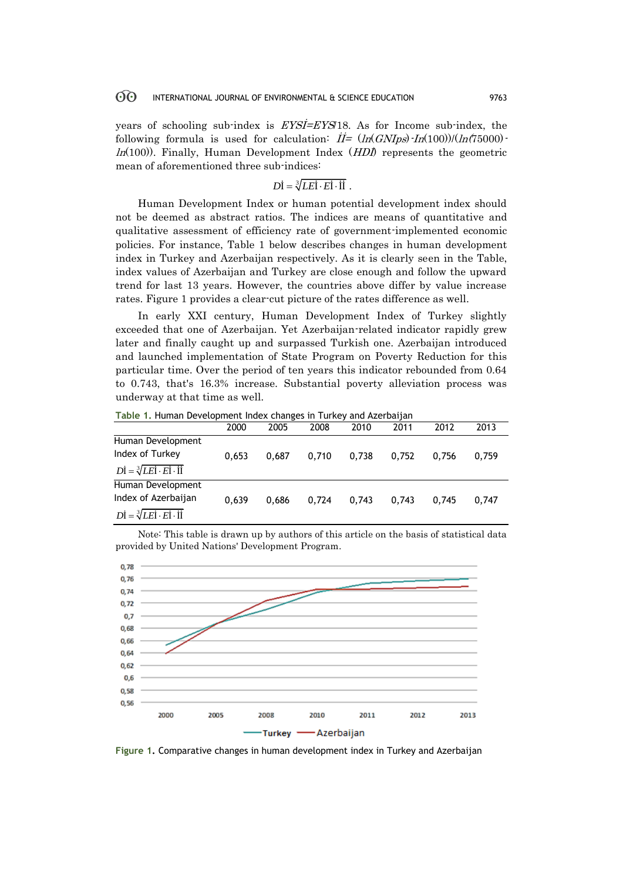years of schooling sub-index is $EYSİ=EYS/18$. As for Income sub-index, the following formula is used for calculation: $İİ= (ln(GNIps)-ln(100))/(ln(75000)-ln(100))$. Finally, Human Development Index ($HDI$) represents the geometric mean of aforementioned three sub-indices:

$$Dİ = \sqrt[3]{LEİ \cdot Eİ \cdot İİ} \, .$$

Human Development Index or human potential development index should not be deemed as abstract ratios. The indices are means of quantitative and qualitative assessment of efficiency rate of government-implemented economic policies. For instance, Table 1 below describes changes in human development index in Turkey and Azerbaijan respectively. As it is clearly seen in the Table, index values of Azerbaijan and Turkey are close enough and follow the upward trend for last 13 years. However, the countries above differ by value increase rates. Figure 1 provides a clear-cut picture of the rates difference as well.

In early XXI century, Human Development Index of Turkey slightly exceeded that one of Azerbaijan. Yet Azerbaijan-related indicator rapidly grew later and finally caught up and surpassed Turkish one. Azerbaijan introduced and launched implementation of State Program on Poverty Reduction for this particular time. Over the period of ten years this indicator rebounded from 0.64 to 0.743, that's 16.3% increase. Substantial poverty alleviation process was underway at that time as well.

**Table 1.** Human Development Index changes in Turkey and Azerbaijan

| | 2000 | 2005 | 2008 | 2010 | 2011 | 2012 | 2013 |
|---|---|---|---|---|---|---|---|
| Human Development Index of Turkey $Dİ = \sqrt[3]{LEİ \cdot Eİ \cdot İİ}$ | 0,653 | 0,687 | 0,710 | 0,738 | 0,752 | 0,756 | 0,759 |
| Human Development Index of Azerbaijan $Dİ = \sqrt[3]{LEİ \cdot Eİ \cdot İİ}$ | 0,639 | 0,686 | 0,724 | 0,743 | 0,743 | 0,745 | 0,747 |

Note: This table is drawn up by authors of this article on the basis of statistical data provided by United Nations' Development Program.

**Figure 1.** Comparative changes in human development index in Turkey and Azerbaijan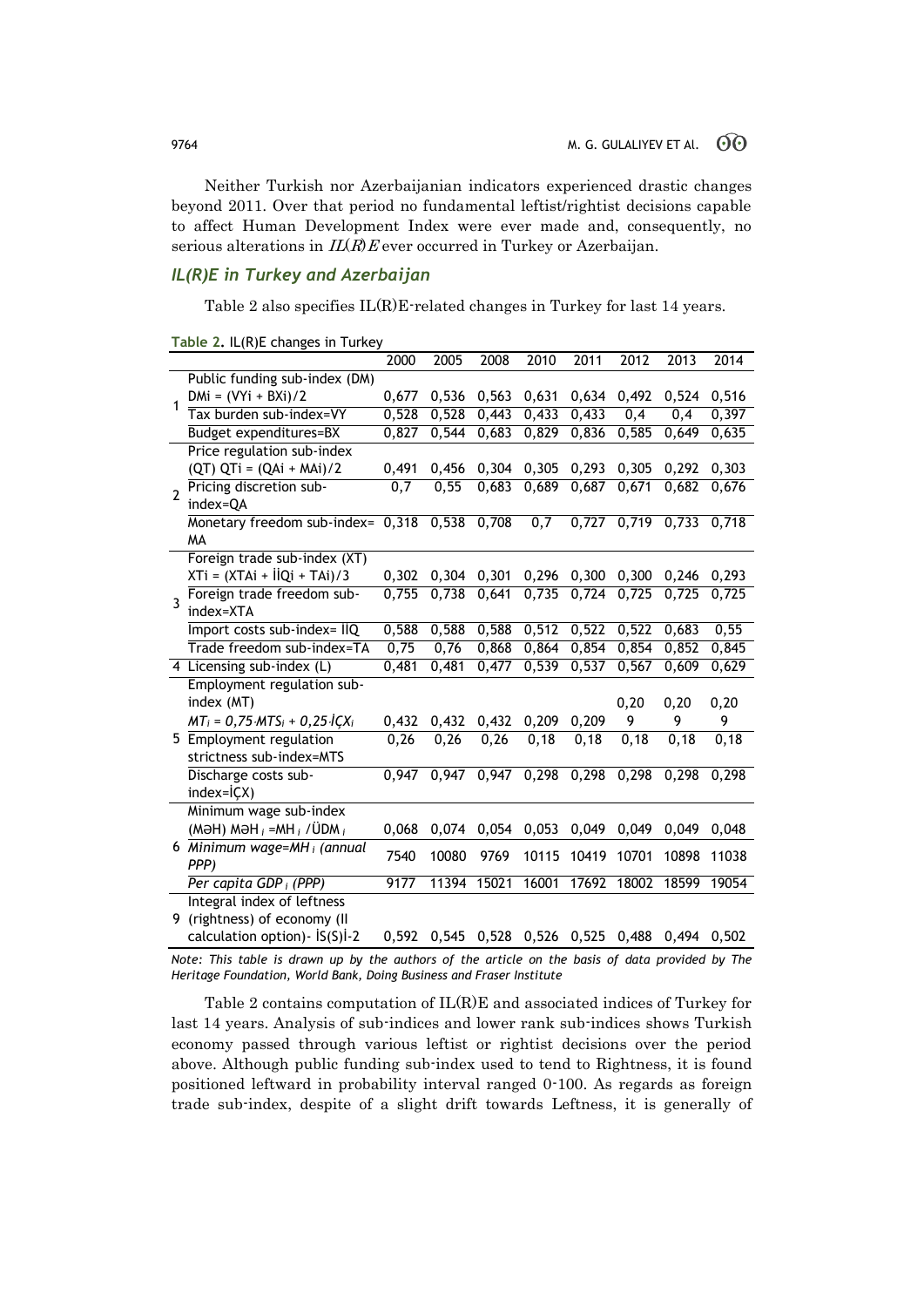Neither Turkish nor Azerbaijanian indicators experienced drastic changes beyond 2011. Over that period no fundamental leftist/rightist decisions capable to affect Human Development Index were ever made and, consequently, no serious alterations in *IL(R)E* ever occurred in Turkey or Azerbaijan.

### IL(R)E in Turkey and Azerbaijan

Table 2 also specifies IL(R)E-related changes in Turkey for last 14 years.

**Table 2.** IL(R)E changes in Turkey

| | | 2000 | 2005 | 2008 | 2010 | 2011 | 2012 | 2013 | 2014 |
|---|---|---|---|---|---|---|---|---|---|
| 1 | Public funding sub-index (DM) DMi = (VYi + BXi)/2 | 0,677 | 0,536 | 0,563 | 0,631 | 0,634 | 0,492 | 0,524 | 0,516 |
| | Tax burden sub-index=VY | 0,528 | 0,528 | 0,443 | 0,433 | 0,433 | 0,4 | 0,4 | 0,397 |
| | Budget expenditures=BX | 0,827 | 0,544 | 0,683 | 0,829 | 0,836 | 0,585 | 0,649 | 0,635 |
| 2 | Price regulation sub-index (QT) QTi = (QAi + MAi)/2 | 0,491 | 0,456 | 0,304 | 0,305 | 0,293 | 0,305 | 0,292 | 0,303 |
| | Pricing discretion sub-index=QA | 0,7 | 0,55 | 0,683 | 0,689 | 0,687 | 0,671 | 0,682 | 0,676 |
| | Monetary freedom sub-index= MA | 0,318 | 0,538 | 0,708 | 0,7 | 0,727 | 0,719 | 0,733 | 0,718 |
| 3 | Foreign trade sub-index (XT) XTi = (XTAi + İİQi + TAi)/3 | 0,302 | 0,304 | 0,301 | 0,296 | 0,300 | 0,300 | 0,246 | 0,293 |
| | Foreign trade freedom sub-index=XTA | 0,755 | 0,738 | 0,641 | 0,735 | 0,724 | 0,725 | 0,725 | 0,725 |
| | Import costs sub-index= İİQ | 0,588 | 0,588 | 0,588 | 0,512 | 0,522 | 0,522 | 0,683 | 0,55 |
| | Trade freedom sub-index=TA | 0,75 | 0,76 | 0,868 | 0,864 | 0,854 | 0,854 | 0,852 | 0,845 |
| 4 | Licensing sub-index (L) | 0,481 | 0,481 | 0,477 | 0,539 | 0,537 | 0,567 | 0,609 | 0,629 |
| 5 | Employment regulation sub-index (MT) $MT_i = 0{,}75 \cdot MTS_i + 0{,}25 \cdot İÇX_i$ | 0,432 | 0,432 | 0,432 | 0,209 | 0,209 | 0,209 | 0,209 | 0,209 |
| | Employment regulation strictness sub-index=MTS | 0,26 | 0,26 | 0,26 | 0,18 | 0,18 | 0,18 | 0,18 | 0,18 |
| | Discharge costs sub-index=İÇX) | 0,947 | 0,947 | 0,947 | 0,298 | 0,298 | 0,298 | 0,298 | 0,298 |
| 6 | Minimum wage sub-index (MƏH) $MƏH_i = MH_i / ÜDM_i$ | 0,068 | 0,074 | 0,054 | 0,053 | 0,049 | 0,049 | 0,049 | 0,048 |
| | *Minimum wage=$MH_i$ (annual PPP)* | 7540 | 10080 | 9769 | 10115 | 10419 | 10701 | 10898 | 11038 |
| | *Per capita GDP $_i$ (PPP)* | 9177 | 11394 | 15021 | 16001 | 17692 | 18002 | 18599 | 19054 |
| 9 | Integral index of leftness (rightness) of economy (II calculation option)- İS(S)İ-2 | 0,592 | 0,545 | 0,528 | 0,526 | 0,525 | 0,488 | 0,494 | 0,502 |

*Note: This table is drawn up by the authors of the article on the basis of data provided by The Heritage Foundation, World Bank, Doing Business and Fraser Institute*

Table 2 contains computation of IL(R)E and associated indices of Turkey for last 14 years. Analysis of sub-indices and lower rank sub-indices shows Turkish economy passed through various leftist or rightist decisions over the period above. Although public funding sub-index used to tend to Rightness, it is found positioned leftward in probability interval ranged 0-100. As regards as foreign trade sub-index, despite of a slight drift towards Leftness, it is generally of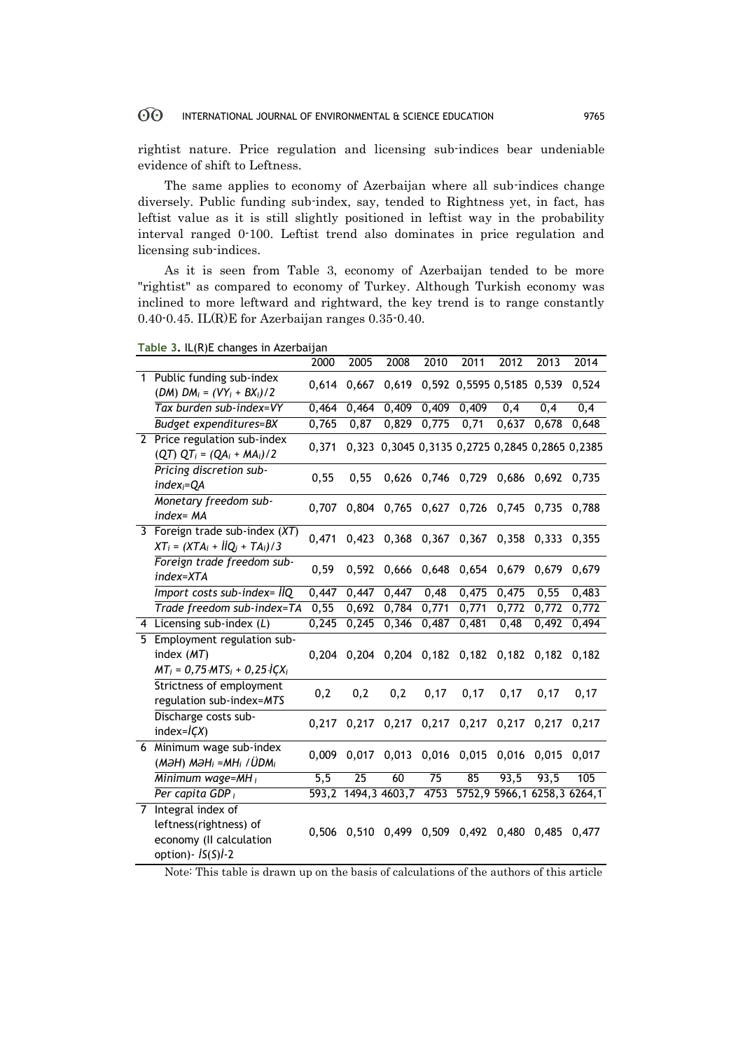rightist nature. Price regulation and licensing sub-indices bear undeniable evidence of shift to Leftness.

The same applies to economy of Azerbaijan where all sub-indices change diversely. Public funding sub-index, say, tended to Rightness yet, in fact, has leftist value as it is still slightly positioned in leftist way in the probability interval ranged 0-100. Leftist trend also dominates in price regulation and licensing sub-indices.

As it is seen from Table 3, economy of Azerbaijan tended to be more "rightist" as compared to economy of Turkey. Although Turkish economy was inclined to more leftward and rightward, the key trend is to range constantly 0.40-0.45. IL(R)E for Azerbaijan ranges 0.35-0.40.

**Table 3.** IL(R)E changes in Azerbaijan

| | | 2000 | 2005 | 2008 | 2010 | 2011 | 2012 | 2013 | 2014 |
|---|---|---|---|---|---|---|---|---|---|
| 1 | Public funding sub-index (*DM*) $DM_i = (VY_i + BX_i)/2$ | 0,614 | 0,667 | 0,619 | 0,592 | 0,5595 | 0,5185 | 0,539 | 0,524 |
| | *Tax burden sub-index=VY* | 0,464 | 0,464 | 0,409 | 0,409 | 0,409 | 0,4 | 0,4 | 0,4 |
| | *Budget expenditures=BX* | 0,765 | 0,87 | 0,829 | 0,775 | 0,71 | 0,637 | 0,678 | 0,648 |
| 2 | Price regulation sub-index (*QT*) $QT_i = (QA_i + MA_i)/2$ | 0,371 | 0,323 | 0,3045 | 0,3135 | 0,2725 | 0,2845 | 0,2865 | 0,2385 |
| | *Pricing discretion sub-index$_i$=QA* | 0,55 | 0,55 | 0,626 | 0,746 | 0,729 | 0,686 | 0,692 | 0,735 |
| | *Monetary freedom sub-index= MA* | 0,707 | 0,804 | 0,765 | 0,627 | 0,726 | 0,745 | 0,735 | 0,788 |
| 3 | Foreign trade sub-index (*XT*) $XT_i = (XTA_i + İQ_i + TA_i)/3$ | 0,471 | 0,423 | 0,368 | 0,367 | 0,367 | 0,358 | 0,333 | 0,355 |
| | *Foreign trade freedom sub-index=XTA* | 0,59 | 0,592 | 0,666 | 0,648 | 0,654 | 0,679 | 0,679 | 0,679 |
| | *Import costs sub-index= İQ* | 0,447 | 0,447 | 0,447 | 0,48 | 0,475 | 0,475 | 0,55 | 0,483 |
| | *Trade freedom sub-index=TA* | 0,55 | 0,692 | 0,784 | 0,771 | 0,771 | 0,772 | 0,772 | 0,772 |
| 4 | Licensing sub-index (*L*) | 0,245 | 0,245 | 0,346 | 0,487 | 0,481 | 0,48 | 0,492 | 0,494 |
| 5 | Employment regulation sub-index (*MT*) $MT_i = 0,75 \cdot MTS_i + 0,25 \cdot İÇX_i$ | 0,204 | 0,204 | 0,204 | 0,182 | 0,182 | 0,182 | 0,182 | 0,182 |
| | Strictness of employment regulation sub-index=*MTS* | 0,2 | 0,2 | 0,2 | 0,17 | 0,17 | 0,17 | 0,17 | 0,17 |
| | Discharge costs sub-index=*İÇX*) | 0,217 | 0,217 | 0,217 | 0,217 | 0,217 | 0,217 | 0,217 | 0,217 |
| 6 | Minimum wage sub-index (*MƏH*) $MƏH_i = MH_i / ÜDM_i$ | 0,009 | 0,017 | 0,013 | 0,016 | 0,015 | 0,016 | 0,015 | 0,017 |
| | *Minimum wage=MH$_i$* | 5,5 | 25 | 60 | 75 | 85 | 93,5 | 93,5 | 105 |
| | *Per capita GDP$_i$* | 593,2 | 1494,3 | 4603,7 | 4753 | 5752,9 | 5966,1 | 6258,3 | 6264,1 |
| 7 | Integral index of leftness(rightness) of economy (II calculation option)- *İS(S)İ-2* | 0,506 | 0,510 | 0,499 | 0,509 | 0,492 | 0,480 | 0,485 | 0,477 |

Note: This table is drawn up on the basis of calculations of the authors of this article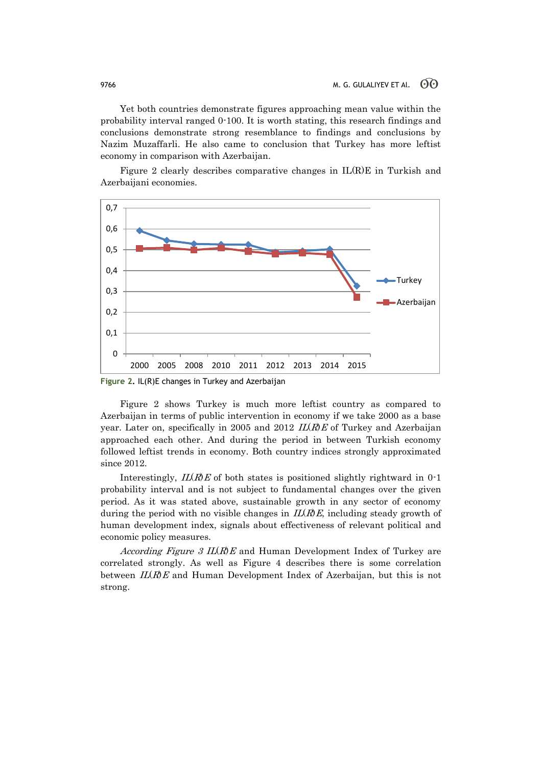Yet both countries demonstrate figures approaching mean value within the probability interval ranged 0-100. It is worth stating, this research findings and conclusions demonstrate strong resemblance to findings and conclusions by Nazim Muzaffarli. He also came to conclusion that Turkey has more leftist economy in comparison with Azerbaijan.

Figure 2 clearly describes comparative changes in IL(R)E in Turkish and Azerbaijani economies.

**Figure 2.** IL(R)E changes in Turkey and Azerbaijan

Figure 2 shows Turkey is much more leftist country as compared to Azerbaijan in terms of public intervention in economy if we take 2000 as a base year. Later on, specifically in 2005 and 2012 *IL(R)E* of Turkey and Azerbaijan approached each other. And during the period in between Turkish economy followed leftist trends in economy. Both country indices strongly approximated since 2012.

Interestingly, *IL(R)E* of both states is positioned slightly rightward in 0-1 probability interval and is not subject to fundamental changes over the given period. As it was stated above, sustainable growth in any sector of economy during the period with no visible changes in *IL(R)E*, including steady growth of human development index, signals about effectiveness of relevant political and economic policy measures.

*According Figure 3 IL(R)E* and Human Development Index of Turkey are correlated strongly. As well as Figure 4 describes there is some correlation between *IL(R)E* and Human Development Index of Azerbaijan, but this is not strong.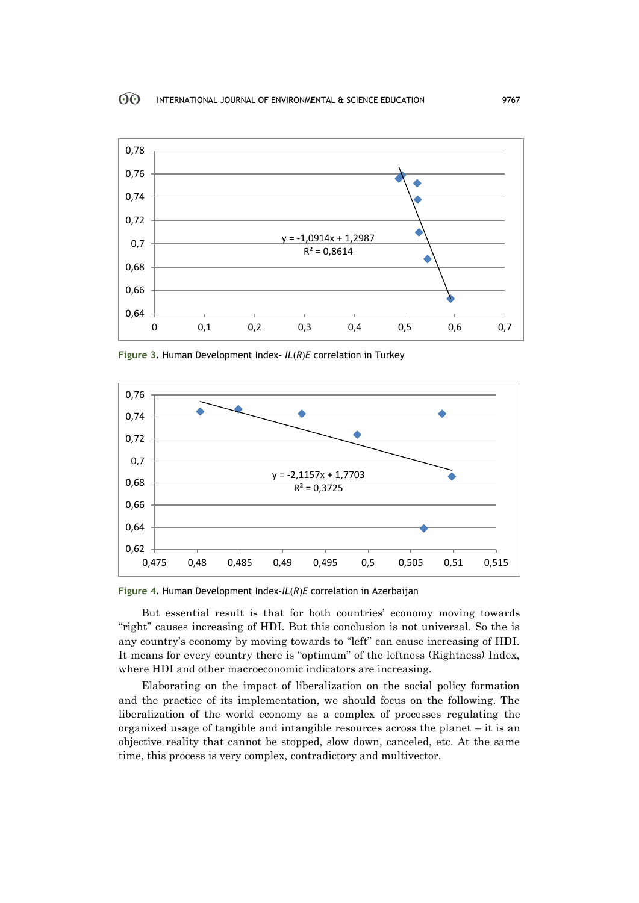Figure 3. Human Development Index- *IL*(*R*)*E* correlation in Turkey

Figure 4. Human Development Index-*IL*(*R*)*E* correlation in Azerbaijan

But essential result is that for both countries' economy moving towards "right" causes increasing of HDI. But this conclusion is not universal. So the is any country's economy by moving towards to "left" can cause increasing of HDI. It means for every country there is "optimum" of the leftness (Rightness) Index, where HDI and other macroeconomic indicators are increasing.

Elaborating on the impact of liberalization on the social policy formation and the practice of its implementation, we should focus on the following. The liberalization of the world economy as a complex of processes regulating the organized usage of tangible and intangible resources across the planet – it is an objective reality that cannot be stopped, slow down, canceled, etc. At the same time, this process is very complex, contradictory and multivector.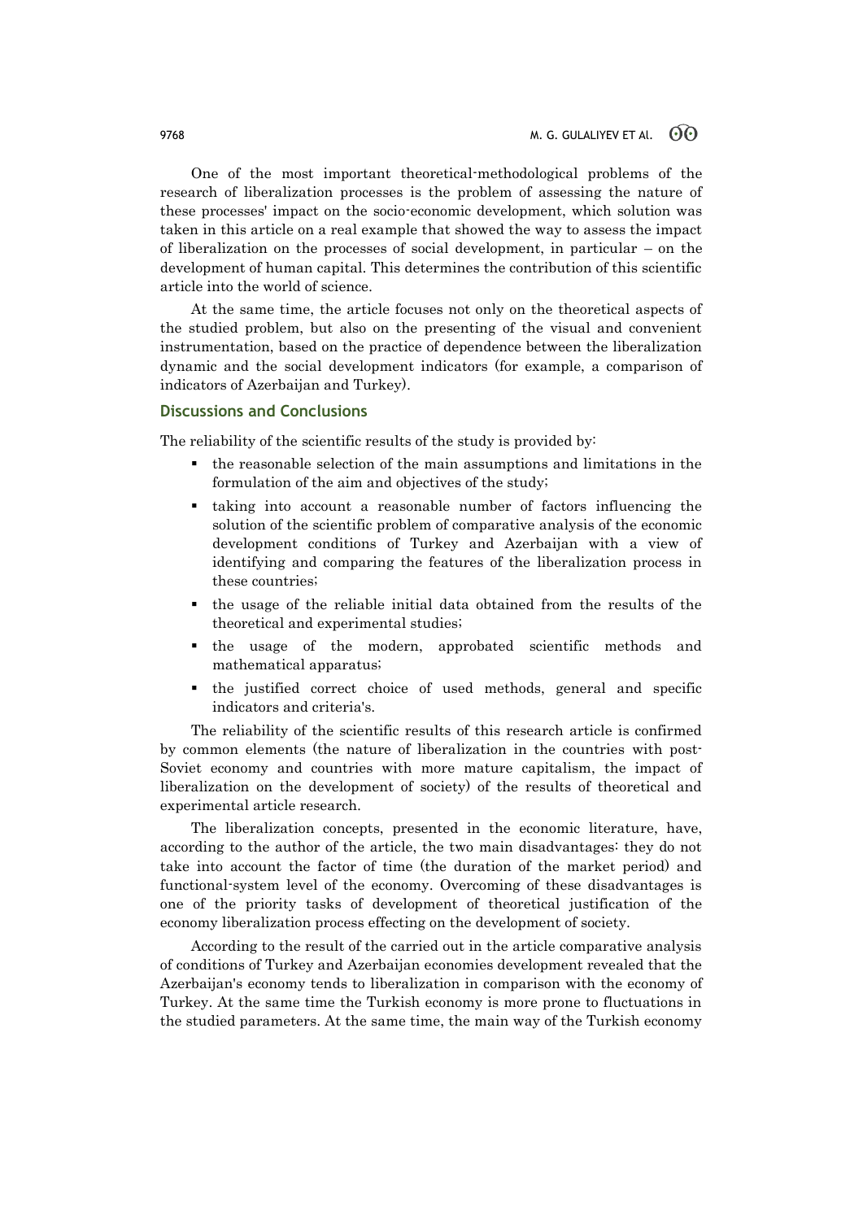One of the most important theoretical-methodological problems of the research of liberalization processes is the problem of assessing the nature of these processes' impact on the socio-economic development, which solution was taken in this article on a real example that showed the way to assess the impact of liberalization on the processes of social development, in particular – on the development of human capital. This determines the contribution of this scientific article into the world of science.

At the same time, the article focuses not only on the theoretical aspects of the studied problem, but also on the presenting of the visual and convenient instrumentation, based on the practice of dependence between the liberalization dynamic and the social development indicators (for example, a comparison of indicators of Azerbaijan and Turkey).

## Discussions and Conclusions

The reliability of the scientific results of the study is provided by:

- the reasonable selection of the main assumptions and limitations in the formulation of the aim and objectives of the study;
- taking into account a reasonable number of factors influencing the solution of the scientific problem of comparative analysis of the economic development conditions of Turkey and Azerbaijan with a view of identifying and comparing the features of the liberalization process in these countries;
- the usage of the reliable initial data obtained from the results of the theoretical and experimental studies;
- the usage of the modern, approbated scientific methods and mathematical apparatus;
- the justified correct choice of used methods, general and specific indicators and criteria's.

The reliability of the scientific results of this research article is confirmed by common elements (the nature of liberalization in the countries with post-Soviet economy and countries with more mature capitalism, the impact of liberalization on the development of society) of the results of theoretical and experimental article research.

The liberalization concepts, presented in the economic literature, have, according to the author of the article, the two main disadvantages: they do not take into account the factor of time (the duration of the market period) and functional-system level of the economy. Overcoming of these disadvantages is one of the priority tasks of development of theoretical justification of the economy liberalization process effecting on the development of society.

According to the result of the carried out in the article comparative analysis of conditions of Turkey and Azerbaijan economies development revealed that the Azerbaijan's economy tends to liberalization in comparison with the economy of Turkey. At the same time the Turkish economy is more prone to fluctuations in the studied parameters. At the same time, the main way of the Turkish economy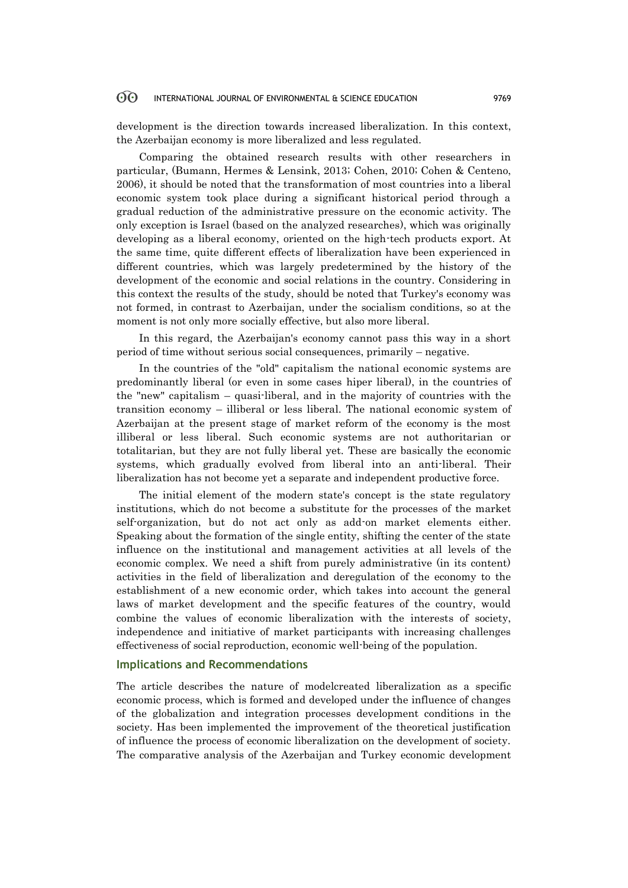development is the direction towards increased liberalization. In this context, the Azerbaijan economy is more liberalized and less regulated.

Comparing the obtained research results with other researchers in particular, (Bumann, Hermes & Lensink, 2013; Cohen, 2010; Cohen & Centeno, 2006), it should be noted that the transformation of most countries into a liberal economic system took place during a significant historical period through a gradual reduction of the administrative pressure on the economic activity. The only exception is Israel (based on the analyzed researches), which was originally developing as a liberal economy, oriented on the high-tech products export. At the same time, quite different effects of liberalization have been experienced in different countries, which was largely predetermined by the history of the development of the economic and social relations in the country. Considering in this context the results of the study, should be noted that Turkey's economy was not formed, in contrast to Azerbaijan, under the socialism conditions, so at the moment is not only more socially effective, but also more liberal.

In this regard, the Azerbaijan's economy cannot pass this way in a short period of time without serious social consequences, primarily – negative.

In the countries of the "old" capitalism the national economic systems are predominantly liberal (or even in some cases hiper liberal), in the countries of the "new" capitalism – quasi-liberal, and in the majority of countries with the transition economy – illiberal or less liberal. The national economic system of Azerbaijan at the present stage of market reform of the economy is the most illiberal or less liberal. Such economic systems are not authoritarian or totalitarian, but they are not fully liberal yet. These are basically the economic systems, which gradually evolved from liberal into an anti-liberal. Their liberalization has not become yet a separate and independent productive force.

The initial element of the modern state's concept is the state regulatory institutions, which do not become a substitute for the processes of the market self-organization, but do not act only as add-on market elements either. Speaking about the formation of the single entity, shifting the center of the state influence on the institutional and management activities at all levels of the economic complex. We need a shift from purely administrative (in its content) activities in the field of liberalization and deregulation of the economy to the establishment of a new economic order, which takes into account the general laws of market development and the specific features of the country, would combine the values of economic liberalization with the interests of society, independence and initiative of market participants with increasing challenges effectiveness of social reproduction, economic well-being of the population.

## Implications and Recommendations

The article describes the nature of modelcreated liberalization as a specific economic process, which is formed and developed under the influence of changes of the globalization and integration processes development conditions in the society. Has been implemented the improvement of the theoretical justification of influence the process of economic liberalization on the development of society. The comparative analysis of the Azerbaijan and Turkey economic development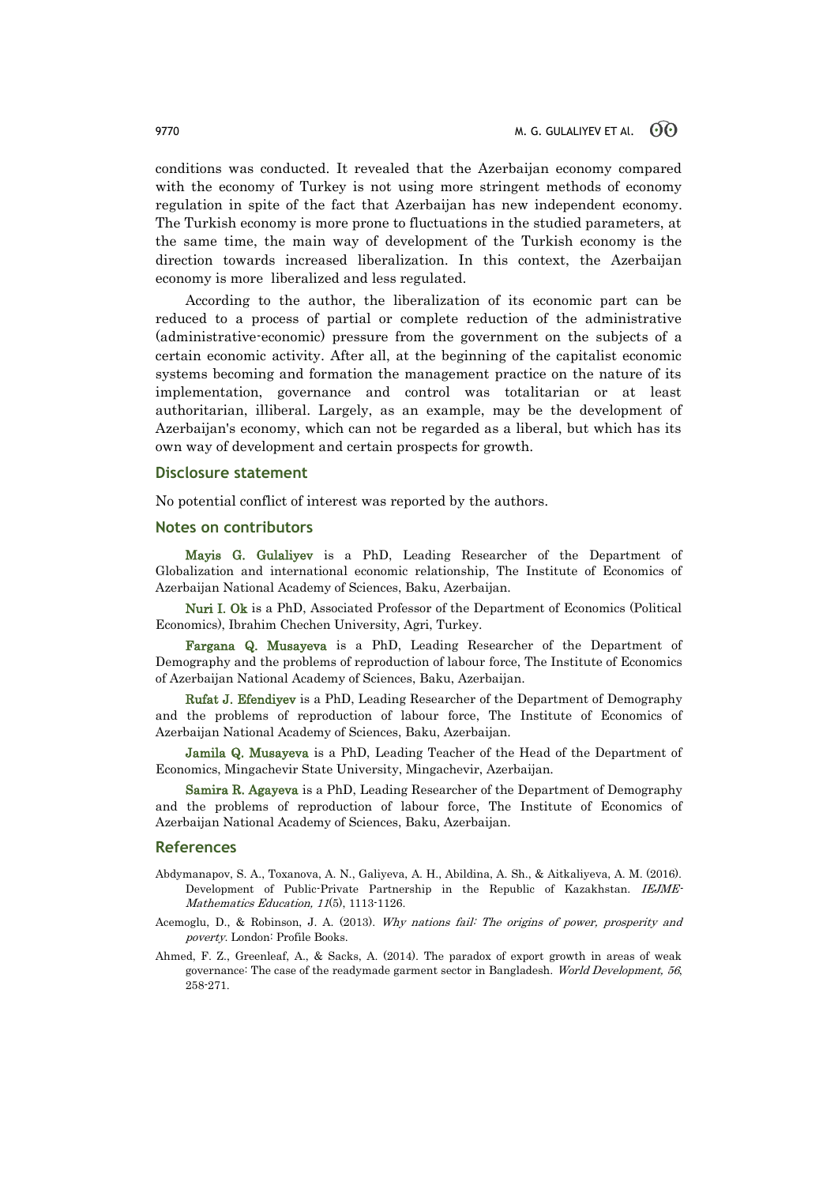conditions was conducted. It revealed that the Azerbaijan economy compared with the economy of Turkey is not using more stringent methods of economy regulation in spite of the fact that Azerbaijan has new independent economy. The Turkish economy is more prone to fluctuations in the studied parameters, at the same time, the main way of development of the Turkish economy is the direction towards increased liberalization. In this context, the Azerbaijan economy is more liberalized and less regulated.

According to the author, the liberalization of its economic part can be reduced to a process of partial or complete reduction of the administrative (administrative-economic) pressure from the government on the subjects of a certain economic activity. After all, at the beginning of the capitalist economic systems becoming and formation the management practice on the nature of its implementation, governance and control was totalitarian or at least authoritarian, illiberal. Largely, as an example, may be the development of Azerbaijan's economy, which can not be regarded as a liberal, but which has its own way of development and certain prospects for growth.

## Disclosure statement

No potential conflict of interest was reported by the authors.

## Notes on contributors

**Mayis G. Gulaliyev** is a PhD, Leading Researcher of the Department of Globalization and international economic relationship, The Institute of Economics of Azerbaijan National Academy of Sciences, Baku, Azerbaijan.

**Nuri I. Ok** is a PhD, Associated Professor of the Department of Economics (Political Economics), Ibrahim Chechen University, Agri, Turkey.

**Fargana Q. Musayeva** is a PhD, Leading Researcher of the Department of Demography and the problems of reproduction of labour force, The Institute of Economics of Azerbaijan National Academy of Sciences, Baku, Azerbaijan.

**Rufat J. Efendiyev** is a PhD, Leading Researcher of the Department of Demography and the problems of reproduction of labour force, The Institute of Economics of Azerbaijan National Academy of Sciences, Baku, Azerbaijan.

**Jamila Q. Musayeva** is a PhD, Leading Teacher of the Head of the Department of Economics, Mingachevir State University, Mingachevir, Azerbaijan.

**Samira R. Agayeva** is a PhD, Leading Researcher of the Department of Demography and the problems of reproduction of labour force, The Institute of Economics of Azerbaijan National Academy of Sciences, Baku, Azerbaijan.

## References

Abdymanapov, S. A., Toxanova, A. N., Galiyeva, A. H., Abildina, A. Sh., & Aitkaliyeva, A. M. (2016). Development of Public-Private Partnership in the Republic of Kazakhstan. *IEJME-Mathematics Education, 11*(5), 1113-1126.

Acemoglu, D., & Robinson, J. A. (2013). *Why nations fail: The origins of power, prosperity and poverty*. London: Profile Books.

Ahmed, F. Z., Greenleaf, A., & Sacks, A. (2014). The paradox of export growth in areas of weak governance: The case of the readymade garment sector in Bangladesh. *World Development, 56*, 258-271.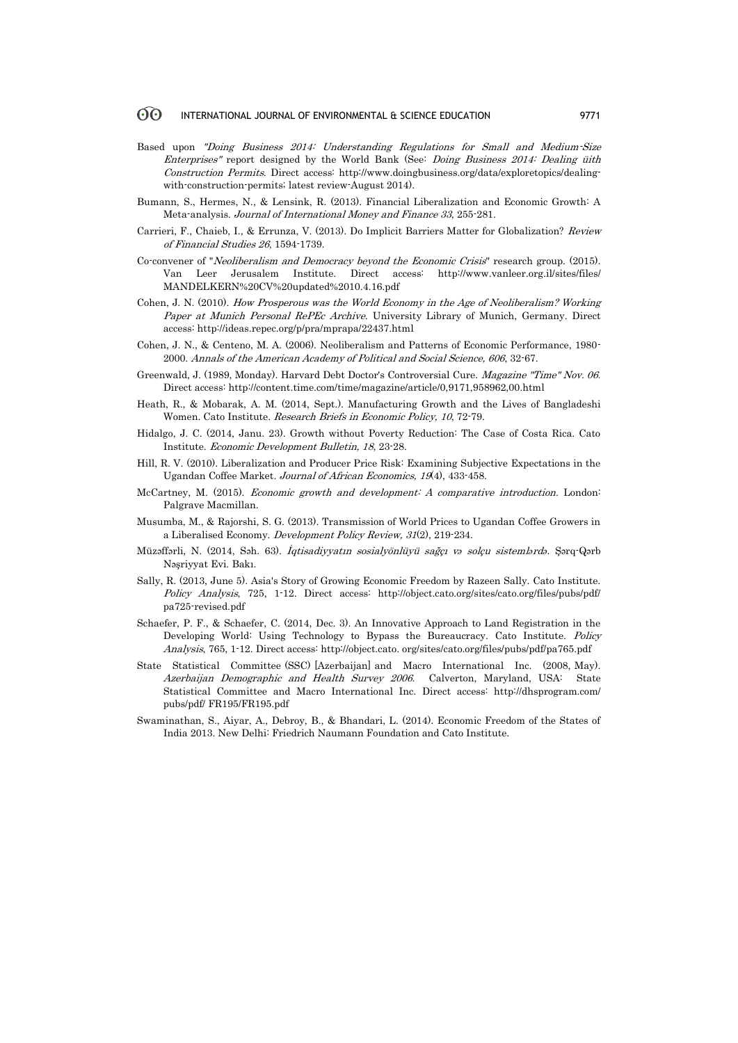Based upon *"Doing Business 2014: Understanding Regulations for Small and Medium-Size Enterprises"* report designed by the World Bank (See: *Doing Business 2014: Dealing ŭith Construction Permits*. Direct access: http://www.doingbusiness.org/data/exploretopics/dealing-with-construction-permits; latest review-August 2014).

Bumann, S., Hermes, N., & Lensink, R. (2013). Financial Liberalization and Economic Growth: A Meta-analysis. *Journal of International Money and Finance 33*, 255-281.

Carrieri, F., Chaieb, I., & Errunza, V. (2013). Do Implicit Barriers Matter for Globalization? *Review of Financial Studies 26*, 1594-1739.

Co-convener of "*Neoliberalism and Democracy beyond the Economic Crisis*" research group. (2015). Van Leer Jerusalem Institute. Direct access: http://www.vanleer.org.il/sites/files/MANDELKERN%20CV%20updated%2010.4.16.pdf

Cohen, J. N. (2010). *How Prosperous was the World Economy in the Age of Neoliberalism? Working Paper at Munich Personal RePEc Archive*. University Library of Munich, Germany. Direct access: http://ideas.repec.org/p/pra/mprapa/22437.html

Cohen, J. N., & Centeno, M. A. (2006). Neoliberalism and Patterns of Economic Performance, 1980-2000. *Annals of the American Academy of Political and Social Science, 606*, 32-67.

Greenwald, J. (1989, Monday). Harvard Debt Doctor's Controversial Cure. *Magazine "Time" Nov. 06*. Direct access: http://content.time.com/time/magazine/article/0,9171,958962,00.html

Heath, R., & Mobarak, A. M. (2014, Sept.). Manufacturing Growth and the Lives of Bangladeshi Women. Cato Institute. *Research Briefs in Economic Policy, 10*, 72-79.

Hidalgo, J. C. (2014, Janu. 23). Growth without Poverty Reduction: The Case of Costa Rica. Cato Institute. *Economic Development Bulletin, 18*, 23-28.

Hill, R. V. (2010). Liberalization and Producer Price Risk: Examining Subjective Expectations in the Ugandan Coffee Market. *Journal of African Economics, 19*(4), 433-458.

McCartney, M. (2015). *Economic growth and development: A comparative introduction*. London: Palgrave Macmillan.

Musumba, M., & Rajorshi, S. G. (2013). Transmission of World Prices to Ugandan Coffee Growers in a Liberalised Economy. *Development Policy Review, 31*(2), 219-234.

Müzəffərli, N. (2014, Səh. 63). *İqtisadiyyatın sosialyönlüyü sağçı və solçu sistemlərdə*. Şərq-Qərb Nəşriyyat Evi. Bakı.

Sally, R. (2013, June 5). Asia's Story of Growing Economic Freedom by Razeen Sally. Cato Institute. *Policy Analysis*, 725, 1-12. Direct access: http://object.cato.org/sites/cato.org/files/pubs/pdf/pa725-revised.pdf

Schaefer, P. F., & Schaefer, C. (2014, Dec. 3). An Innovative Approach to Land Registration in the Developing World: Using Technology to Bypass the Bureaucracy. Cato Institute. *Policy Analysis*, 765, 1-12. Direct access: http://object.cato. org/sites/cato.org/files/pubs/pdf/pa765.pdf

State Statistical Committee (SSC) [Azerbaijan] and Macro International Inc. (2008, May). *Azerbaijan Demographic and Health Survey 2006*. Calverton, Maryland, USA: State Statistical Committee and Macro International Inc. Direct access: http://dhsprogram.com/pubs/pdf/ FR195/FR195.pdf

Swaminathan, S., Aiyar, A., Debroy, B., & Bhandari, L. (2014). Economic Freedom of the States of India 2013. New Delhi: Friedrich Naumann Foundation and Cato Institute.